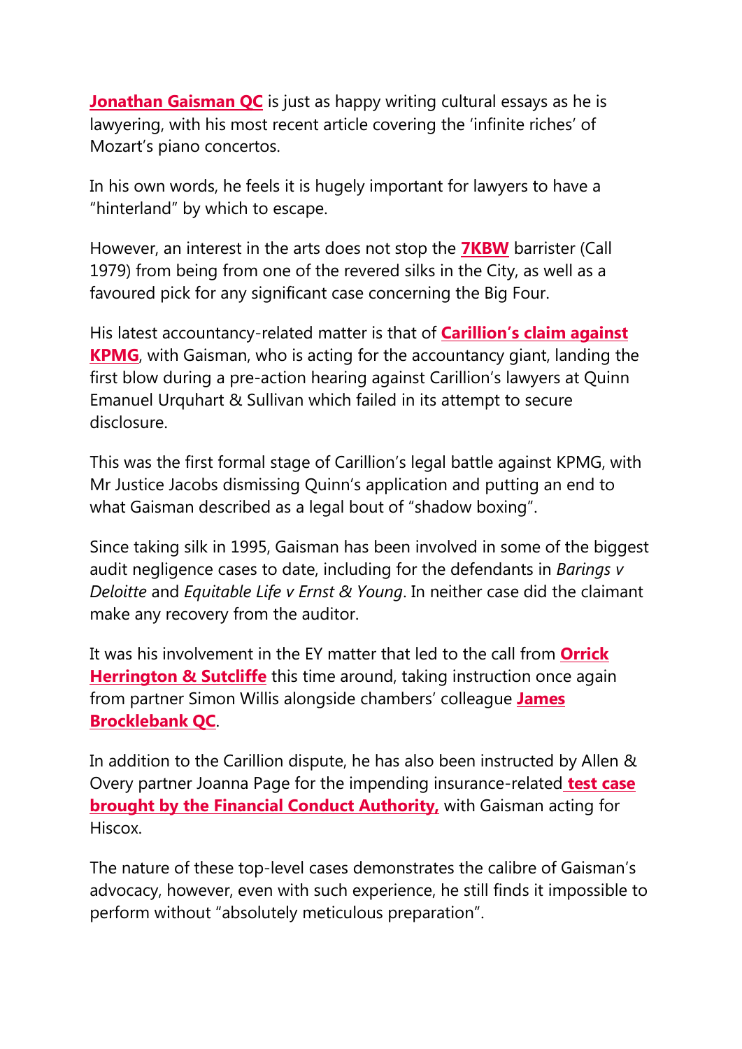**Jonathan Gaisman QC** is just as happy writing cultural essays as he is lawyering, with his most recent article covering the 'infinite riches' of Mozart's piano concertos.

In his own words, he feels it is hugely important for lawyers to have a "hinterland" by which to escape.

However, an interest in the arts does not stop the **7KBW** barrister (Call 1979) from being from one of the revered silks in the City, as well as a favoured pick for any significant case concerning the Big Four.

His latest accountancy-related matter is that of **Carillion's claim against KPMG**, with Gaisman, who is acting for the accountancy giant, landing the first blow during a pre-action hearing against Carillion's lawyers at Quinn Emanuel Urquhart & Sullivan which failed in its attempt to secure disclosure.

This was the first formal stage of Carillion's legal battle against KPMG, with Mr Justice Jacobs dismissing Quinn's application and putting an end to what Gaisman described as a legal bout of "shadow boxing".

Since taking silk in 1995, Gaisman has been involved in some of the biggest audit negligence cases to date, including for the defendants in *Barings v Deloitte* and *Equitable Life v Ernst & Young*. In neither case did the claimant make any recovery from the auditor.

It was his involvement in the EY matter that led to the call from **Orrick Herrington & Sutcliffe** this time around, taking instruction once again from partner Simon Willis alongside chambers' colleague **James Brocklebank QC**.

In addition to the Carillion dispute, he has also been instructed by Allen & Overy partner Joanna Page for the impending insurance-related **test case brought by the Financial Conduct Authority,** with Gaisman acting for Hiscox.

The nature of these top-level cases demonstrates the calibre of Gaisman's advocacy, however, even with such experience, he still finds it impossible to perform without "absolutely meticulous preparation".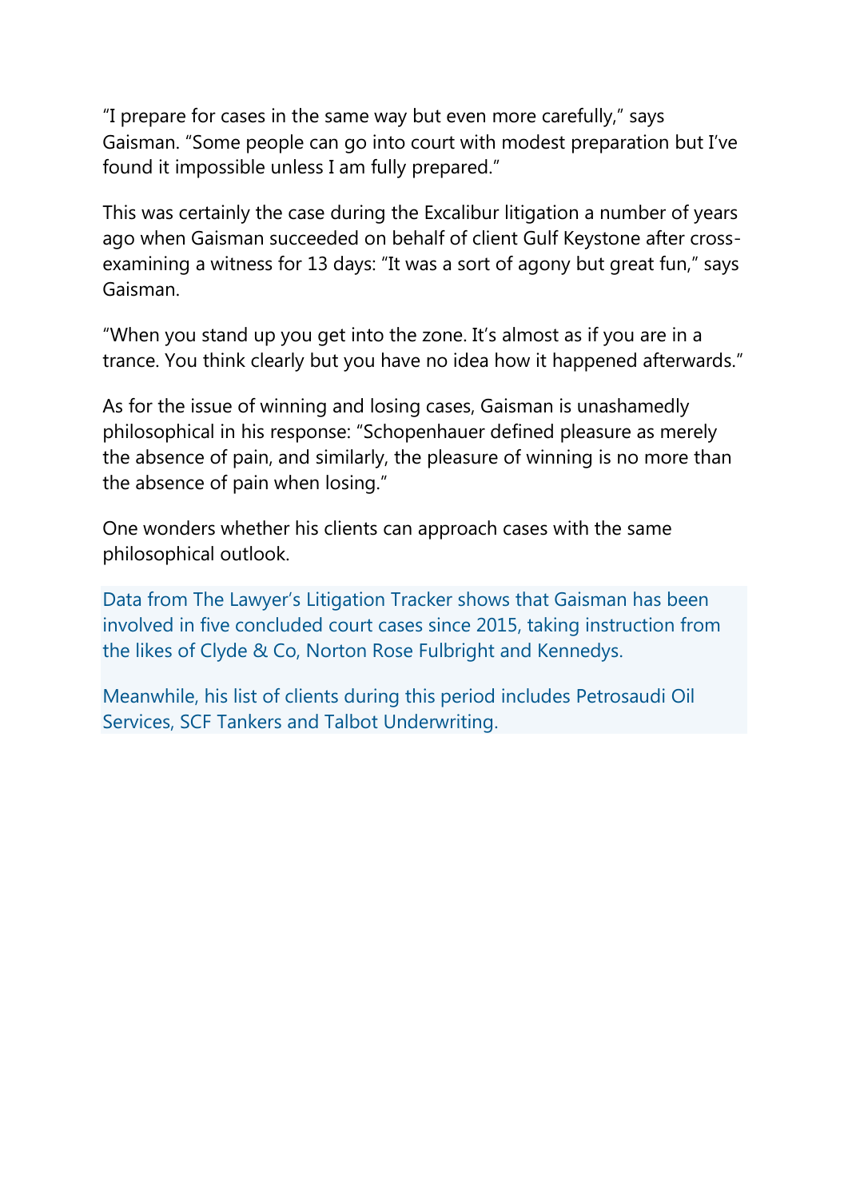"I prepare for cases in the same way but even more carefully," says Gaisman. "Some people can go into court with modest preparation but I've found it impossible unless I am fully prepared."

This was certainly the case during the Excalibur litigation a number of years ago when Gaisman succeeded on behalf of client Gulf Keystone after cross-examining a witness for 13 days: "It was a sort of agony but great fun," says Gaisman.

"When you stand up you get into the zone. It's almost as if you are in a trance. You think clearly but you have no idea how it happened afterwards."

As for the issue of winning and losing cases, Gaisman is unashamedly philosophical in his response: "Schopenhauer defined pleasure as merely the absence of pain, and similarly, the pleasure of winning is no more than the absence of pain when losing."

One wonders whether his clients can approach cases with the same philosophical outlook.

Data from The Lawyer's Litigation Tracker shows that Gaisman has been involved in five concluded court cases since 2015, taking instruction from the likes of Clyde & Co, Norton Rose Fulbright and Kennedys.

Meanwhile, his list of clients during this period includes Petrosaudi Oil Services, SCF Tankers and Talbot Underwriting.